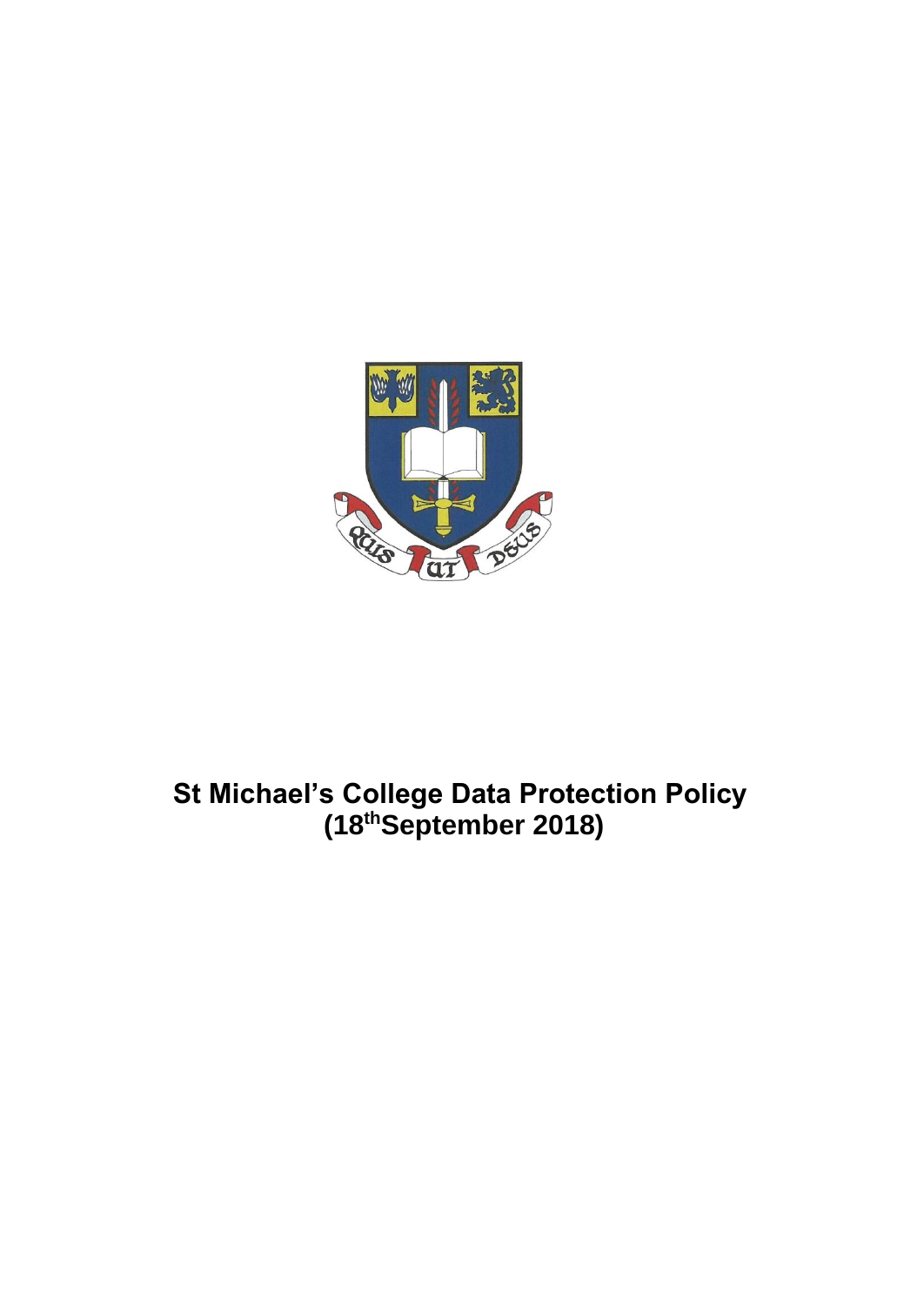# St Michael's College Data Protection Policy (18thSeptember 2018)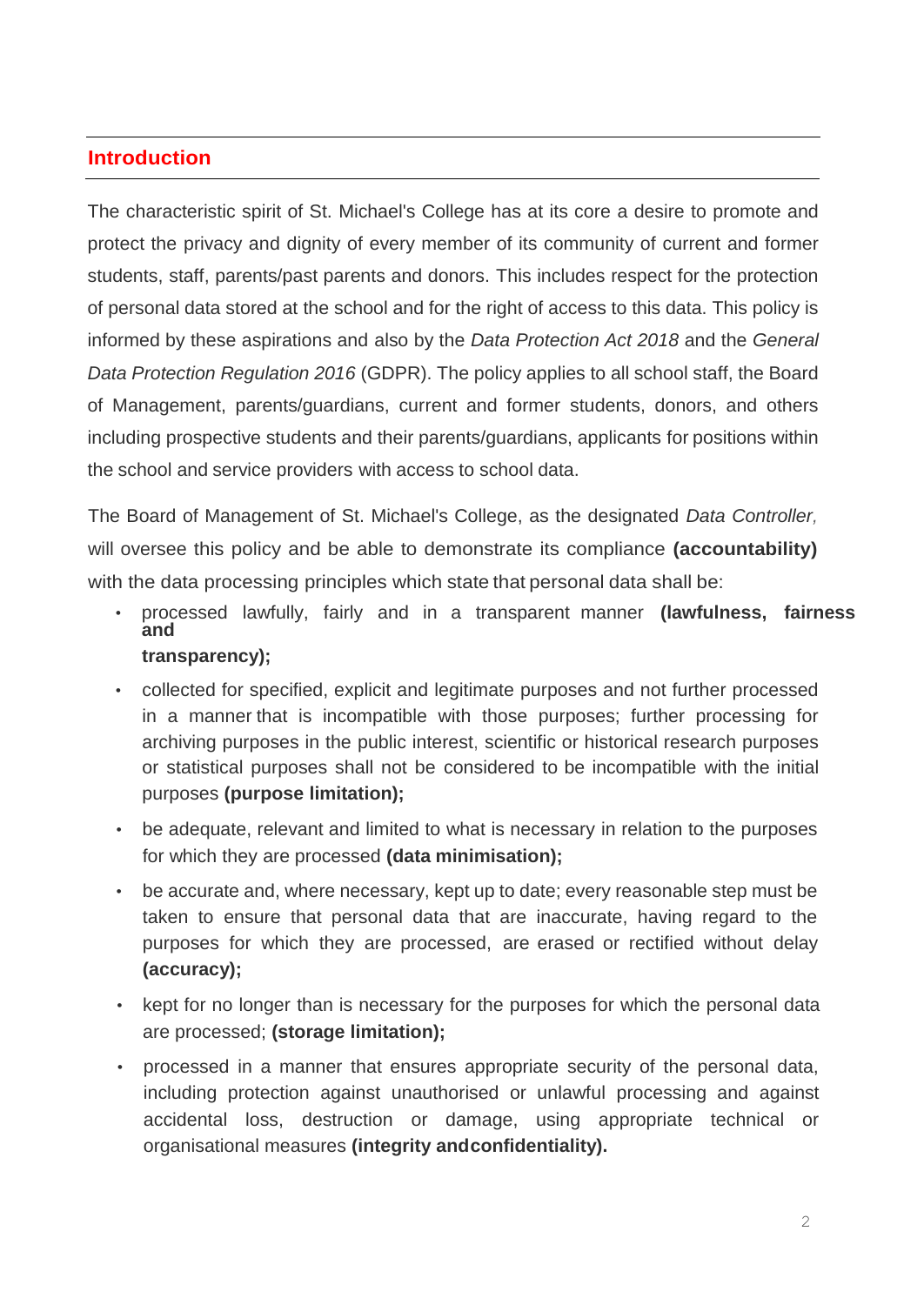## Introduction

The characteristic spirit of St. Michael's College has at its core a desire to promote and protect the privacy and dignity of every member of its community of current and former students, staff, parents/past parents and donors. This includes respect for the protection of personal data stored at the school and for the right of access to this data. This policy is informed by these aspirations and also by the *Data Protection Act 2018* and the *General Data Protection Regulation 2016* (GDPR). The policy applies to all school staff, the Board of Management, parents/guardians, current and former students, donors, and others including prospective students and their parents/guardians, applicants for positions within the school and service providers with access to school data.

The Board of Management of St. Michael's College, as the designated *Data Controller,* will oversee this policy and be able to demonstrate its compliance **(accountability)** with the data processing principles which state that personal data shall be:

- processed lawfully, fairly and in a transparent manner **(lawfulness, fairness and transparency);**
- collected for specified, explicit and legitimate purposes and not further processed in a manner that is incompatible with those purposes; further processing for archiving purposes in the public interest, scientific or historical research purposes or statistical purposes shall not be considered to be incompatible with the initial purposes **(purpose limitation);**
- be adequate, relevant and limited to what is necessary in relation to the purposes for which they are processed **(data minimisation);**
- be accurate and, where necessary, kept up to date; every reasonable step must be taken to ensure that personal data that are inaccurate, having regard to the purposes for which they are processed, are erased or rectified without delay **(accuracy);**
- kept for no longer than is necessary for the purposes for which the personal data are processed; **(storage limitation);**
- processed in a manner that ensures appropriate security of the personal data, including protection against unauthorised or unlawful processing and against accidental loss, destruction or damage, using appropriate technical or organisational measures **(integrity and confidentiality).**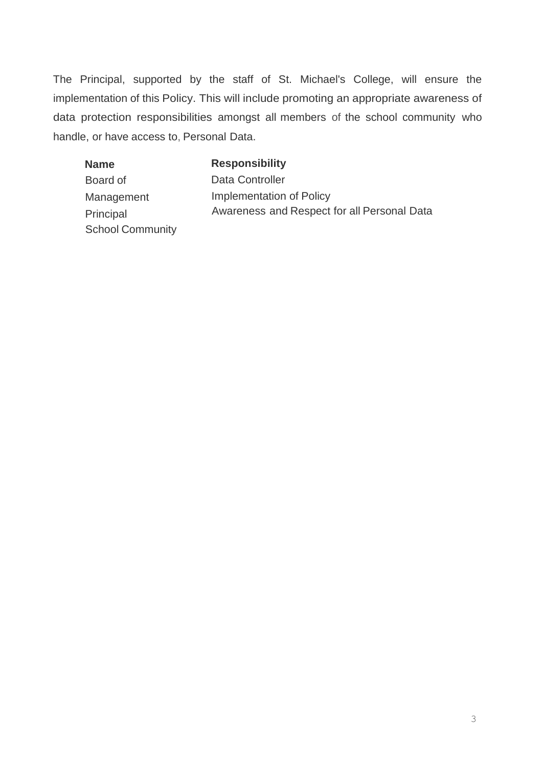The Principal, supported by the staff of St. Michael's College, will ensure the implementation of this Policy. This will include promoting an appropriate awareness of data protection responsibilities amongst all members of the school community who handle, or have access to, Personal Data.

| Name | Responsibility |
|---|---|
| Board of Management | Data Controller |
| Principal | Implementation of Policy |
| School Community | Awareness and Respect for all Personal Data |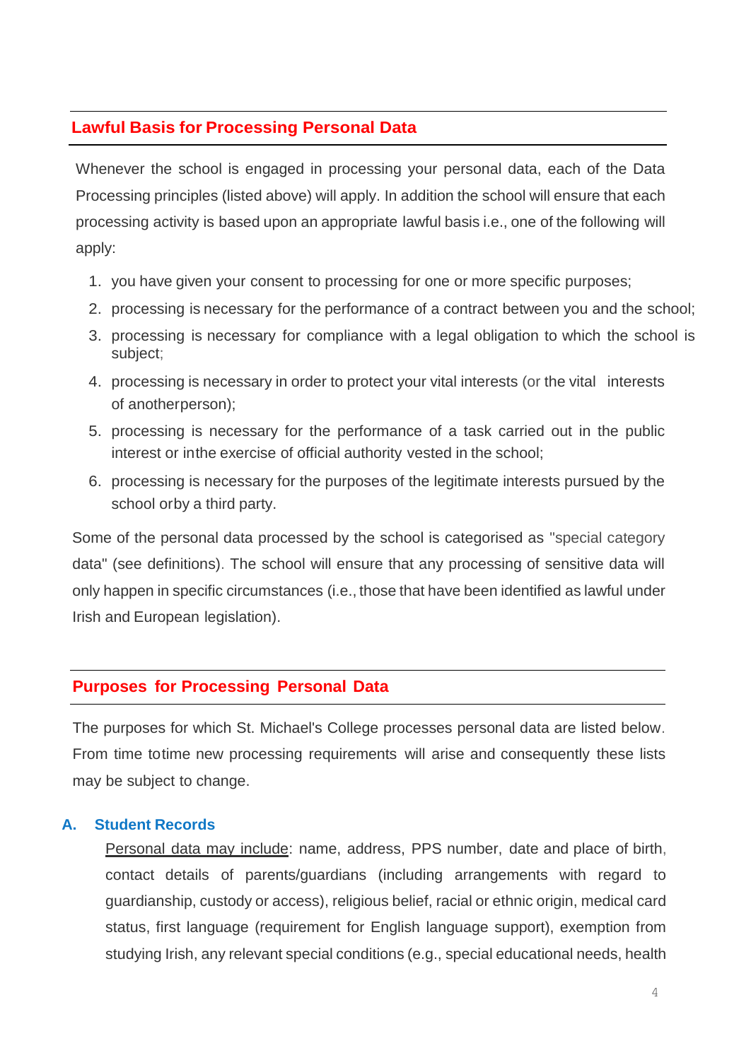## Lawful Basis for Processing Personal Data

Whenever the school is engaged in processing your personal data, each of the Data Processing principles (listed above) will apply. In addition the school will ensure that each processing activity is based upon an appropriate lawful basis i.e., one of the following will apply:

1. you have given your consent to processing for one or more specific purposes;
2. processing is necessary for the performance of a contract between you and the school;
3. processing is necessary for compliance with a legal obligation to which the school is subject;
4. processing is necessary in order to protect your vital interests (or the vital interests of anotherperson);
5. processing is necessary for the performance of a task carried out in the public interest or inthe exercise of official authority vested in the school;
6. processing is necessary for the purposes of the legitimate interests pursued by the school orby a third party.

Some of the personal data processed by the school is categorised as "special category data" (see definitions). The school will ensure that any processing of sensitive data will only happen in specific circumstances (i.e., those that have been identified as lawful under Irish and European legislation).

## Purposes for Processing Personal Data

The purposes for which St. Michael's College processes personal data are listed below. From time totime new processing requirements will arise and consequently these lists may be subject to change.

### A. Student Records

Personal data may include: name, address, PPS number, date and place of birth, contact details of parents/guardians (including arrangements with regard to guardianship, custody or access), religious belief, racial or ethnic origin, medical card status, first language (requirement for English language support), exemption from studying Irish, any relevant special conditions (e.g., special educational needs, health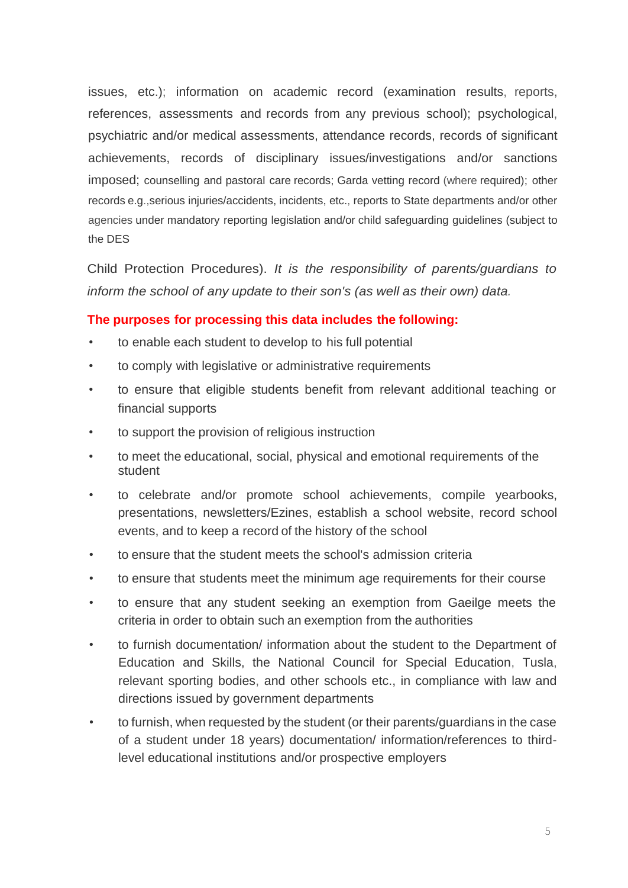issues, etc.); information on academic record (examination results, reports, references, assessments and records from any previous school); psychological, psychiatric and/or medical assessments, attendance records, records of significant achievements, records of disciplinary issues/investigations and/or sanctions imposed; counselling and pastoral care records; Garda vetting record (where required); other records e.g.,serious injuries/accidents, incidents, etc., reports to State departments and/or other agencies under mandatory reporting legislation and/or child safeguarding guidelines (subject to the DES

Child Protection Procedures). *It is the responsibility of parents/guardians to inform the school of any update to their son's (as well as their own) data.*

**The purposes for processing this data includes the following:**

- to enable each student to develop to his full potential
- to comply with legislative or administrative requirements
- to ensure that eligible students benefit from relevant additional teaching or financial supports
- to support the provision of religious instruction
- to meet the educational, social, physical and emotional requirements of the student
- to celebrate and/or promote school achievements, compile yearbooks, presentations, newsletters/Ezines, establish a school website, record school events, and to keep a record of the history of the school
- to ensure that the student meets the school's admission criteria
- to ensure that students meet the minimum age requirements for their course
- to ensure that any student seeking an exemption from Gaeilge meets the criteria in order to obtain such an exemption from the authorities
- to furnish documentation/ information about the student to the Department of Education and Skills, the National Council for Special Education, Tusla, relevant sporting bodies, and other schools etc., in compliance with law and directions issued by government departments
- to furnish, when requested by the student (or their parents/guardians in the case of a student under 18 years) documentation/ information/references to third-level educational institutions and/or prospective employers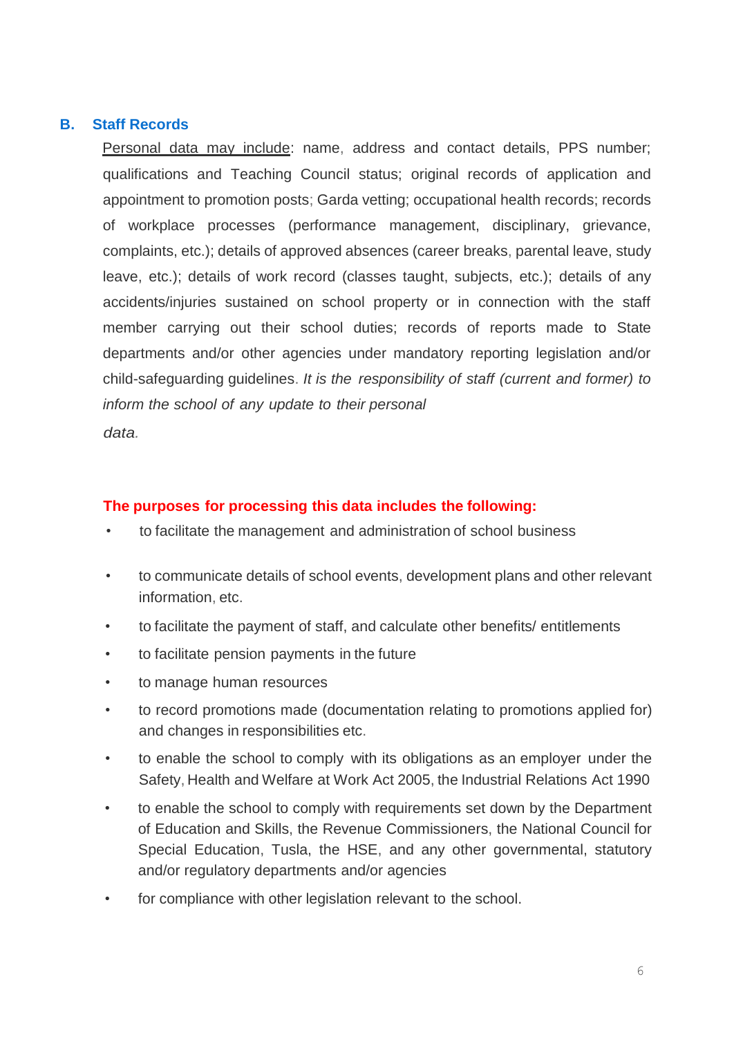## B. Staff Records

Personal data may include: name, address and contact details, PPS number; qualifications and Teaching Council status; original records of application and appointment to promotion posts; Garda vetting; occupational health records; records of workplace processes (performance management, disciplinary, grievance, complaints, etc.); details of approved absences (career breaks, parental leave, study leave, etc.); details of work record (classes taught, subjects, etc.); details of any accidents/injuries sustained on school property or in connection with the staff member carrying out their school duties; records of reports made to State departments and/or other agencies under mandatory reporting legislation and/or child-safeguarding guidelines. *It is the responsibility of staff (current and former) to inform the school of any update to their personal data.*

**The purposes for processing this data includes the following:**

- to facilitate the management and administration of school business
- to communicate details of school events, development plans and other relevant information, etc.
- to facilitate the payment of staff, and calculate other benefits/ entitlements
- to facilitate pension payments in the future
- to manage human resources
- to record promotions made (documentation relating to promotions applied for) and changes in responsibilities etc.
- to enable the school to comply with its obligations as an employer under the Safety, Health and Welfare at Work Act 2005, the Industrial Relations Act 1990
- to enable the school to comply with requirements set down by the Department of Education and Skills, the Revenue Commissioners, the National Council for Special Education, Tusla, the HSE, and any other governmental, statutory and/or regulatory departments and/or agencies
- for compliance with other legislation relevant to the school.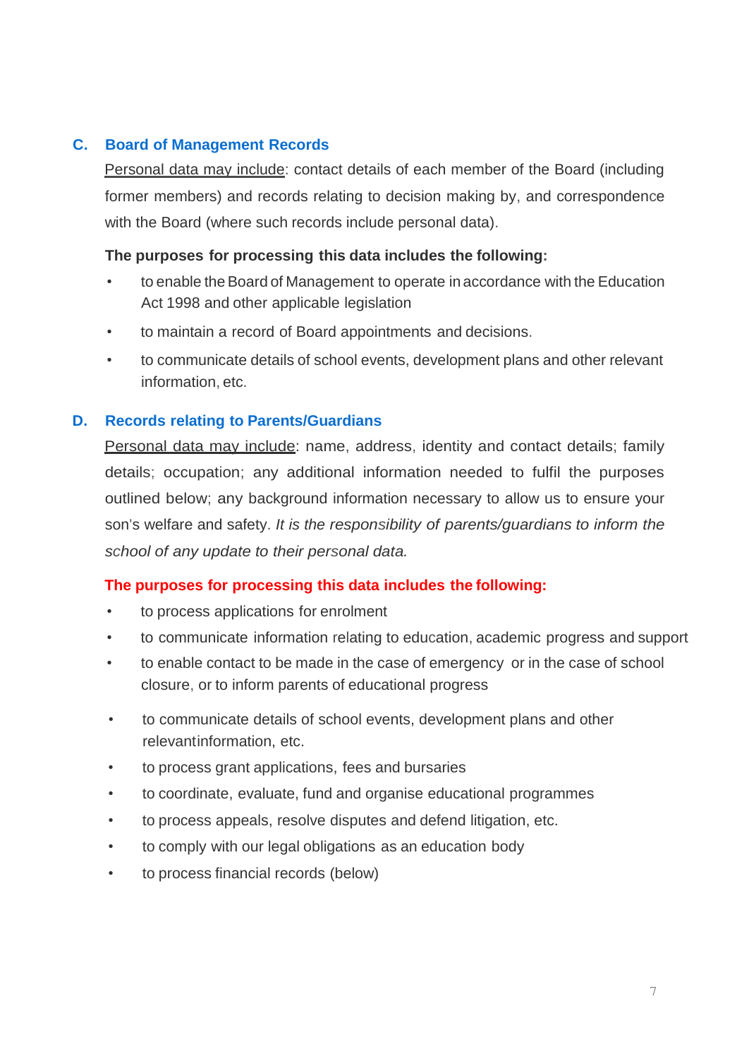### C. Board of Management Records

Personal data may include: contact details of each member of the Board (including former members) and records relating to decision making by, and correspondence with the Board (where such records include personal data).

**The purposes for processing this data includes the following:**

- to enable the Board of Management to operate in accordance with the Education Act 1998 and other applicable legislation
- to maintain a record of Board appointments and decisions.
- to communicate details of school events, development plans and other relevant information, etc.

### D. Records relating to Parents/Guardians

Personal data may include: name, address, identity and contact details; family details; occupation; any additional information needed to fulfil the purposes outlined below; any background information necessary to allow us to ensure your son's welfare and safety. *It is the responsibility of parents/guardians to inform the school of any update to their personal data.*

**The purposes for processing this data includes the following:**

- to process applications for enrolment
- to communicate information relating to education, academic progress and support
- to enable contact to be made in the case of emergency or in the case of school closure, or to inform parents of educational progress
- to communicate details of school events, development plans and other relevantinformation, etc.
- to process grant applications, fees and bursaries
- to coordinate, evaluate, fund and organise educational programmes
- to process appeals, resolve disputes and defend litigation, etc.
- to comply with our legal obligations as an education body
- to process financial records (below)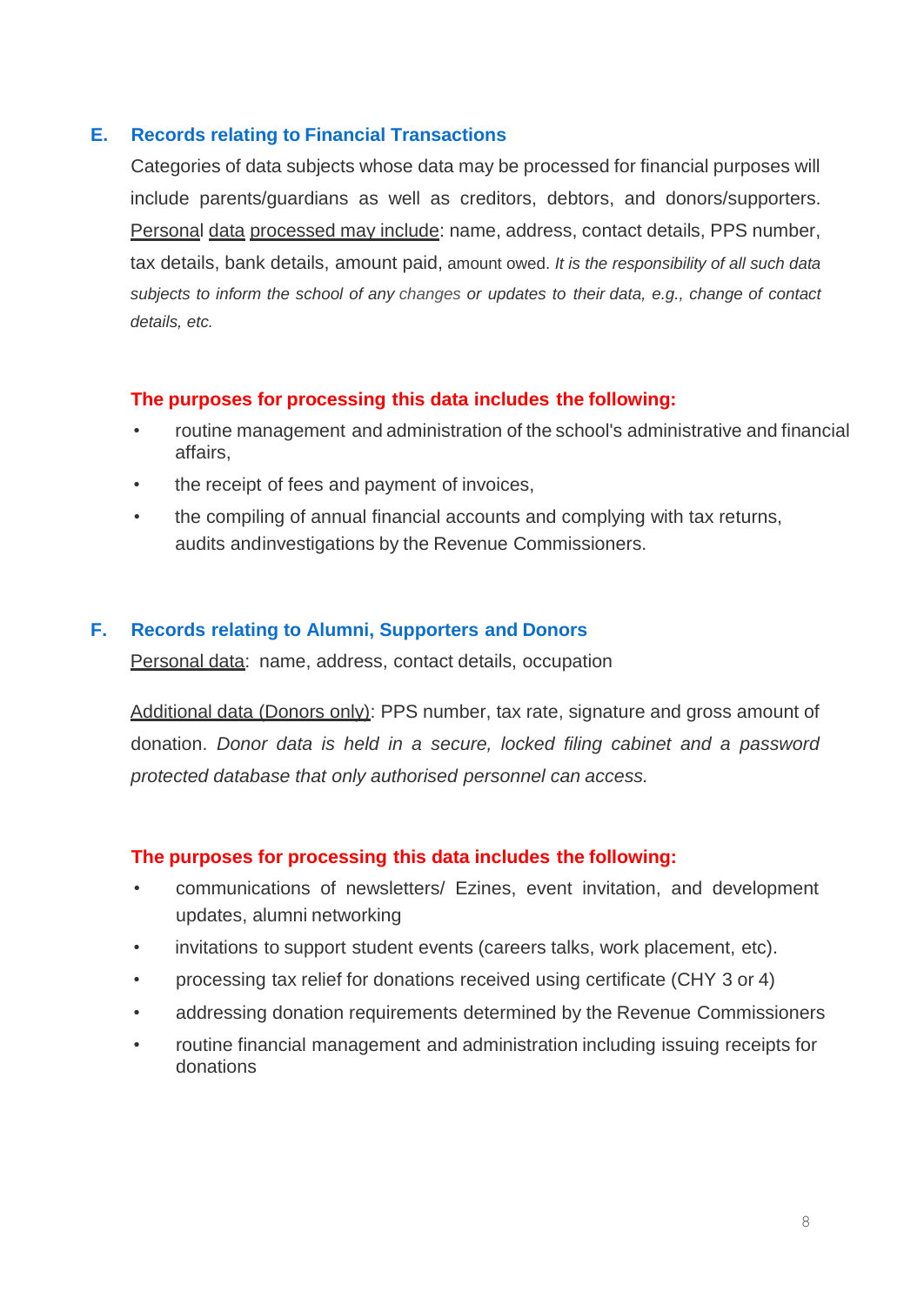## E. Records relating to Financial Transactions

Categories of data subjects whose data may be processed for financial purposes will include parents/guardians as well as creditors, debtors, and donors/supporters. Personal data processed may include: name, address, contact details, PPS number, tax details, bank details, amount paid, amount owed. *It is the responsibility of all such data subjects to inform the school of any changes or updates to their data, e.g., change of contact details, etc.*

**The purposes for processing this data includes the following:**

- routine management and administration of the school's administrative and financial affairs,
- the receipt of fees and payment of invoices,
- the compiling of annual financial accounts and complying with tax returns, audits andinvestigations by the Revenue Commissioners.

## F. Records relating to Alumni, Supporters and Donors

Personal data: name, address, contact details, occupation

Additional data (Donors only): PPS number, tax rate, signature and gross amount of donation. *Donor data is held in a secure, locked filing cabinet and a password protected database that only authorised personnel can access.*

**The purposes for processing this data includes the following:**

- communications of newsletters/ Ezines, event invitation, and development updates, alumni networking
- invitations to support student events (careers talks, work placement, etc).
- processing tax relief for donations received using certificate (CHY 3 or 4)
- addressing donation requirements determined by the Revenue Commissioners
- routine financial management and administration including issuing receipts for donations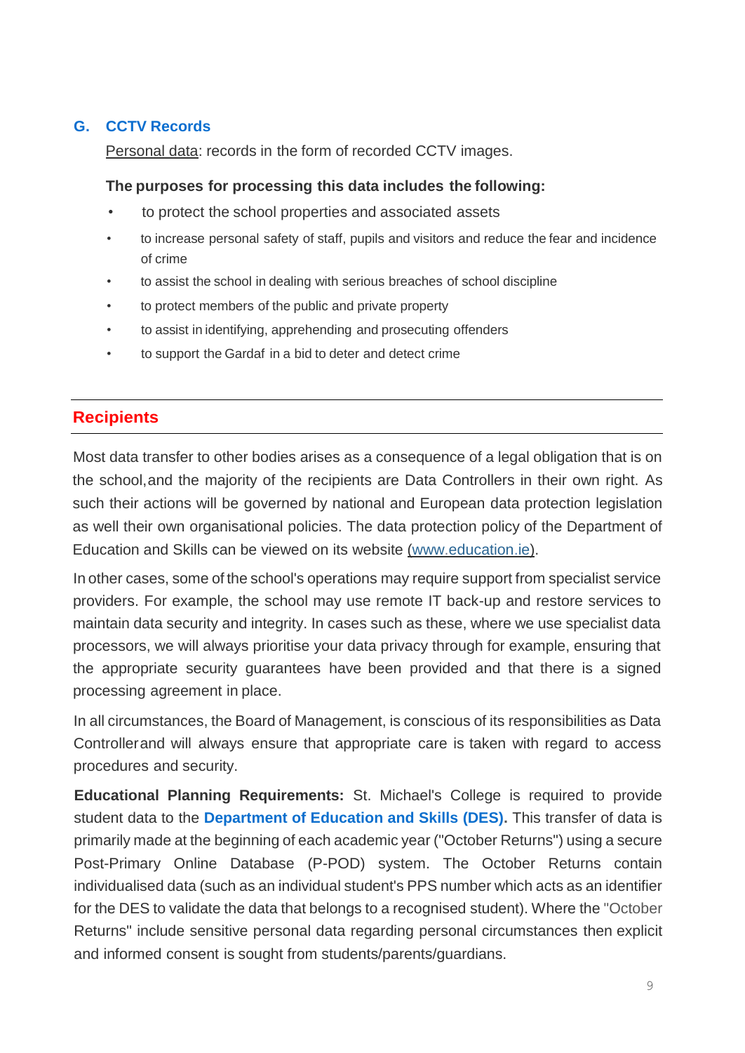### G. CCTV Records

Personal data: records in the form of recorded CCTV images.

**The purposes for processing this data includes the following:**

- to protect the school properties and associated assets
- to increase personal safety of staff, pupils and visitors and reduce the fear and incidence of crime
- to assist the school in dealing with serious breaches of school discipline
- to protect members of the public and private property
- to assist in identifying, apprehending and prosecuting offenders
- to support the Gardaf in a bid to deter and detect crime

## Recipients

Most data transfer to other bodies arises as a consequence of a legal obligation that is on the school,and the majority of the recipients are Data Controllers in their own right. As such their actions will be governed by national and European data protection legislation as well their own organisational policies. The data protection policy of the Department of Education and Skills can be viewed on its website (www.education.ie).

In other cases, some of the school's operations may require support from specialist service providers. For example, the school may use remote IT back-up and restore services to maintain data security and integrity. In cases such as these, where we use specialist data processors, we will always prioritise your data privacy through for example, ensuring that the appropriate security guarantees have been provided and that there is a signed processing agreement in place.

In all circumstances, the Board of Management, is conscious of its responsibilities as Data Controllerand will always ensure that appropriate care is taken with regard to access procedures and security.

**Educational Planning Requirements:** St. Michael's College is required to provide student data to the **Department of Education and Skills (DES).** This transfer of data is primarily made at the beginning of each academic year ("October Returns") using a secure Post-Primary Online Database (P-POD) system. The October Returns contain individualised data (such as an individual student's PPS number which acts as an identifier for the DES to validate the data that belongs to a recognised student). Where the "October Returns" include sensitive personal data regarding personal circumstances then explicit and informed consent is sought from students/parents/guardians.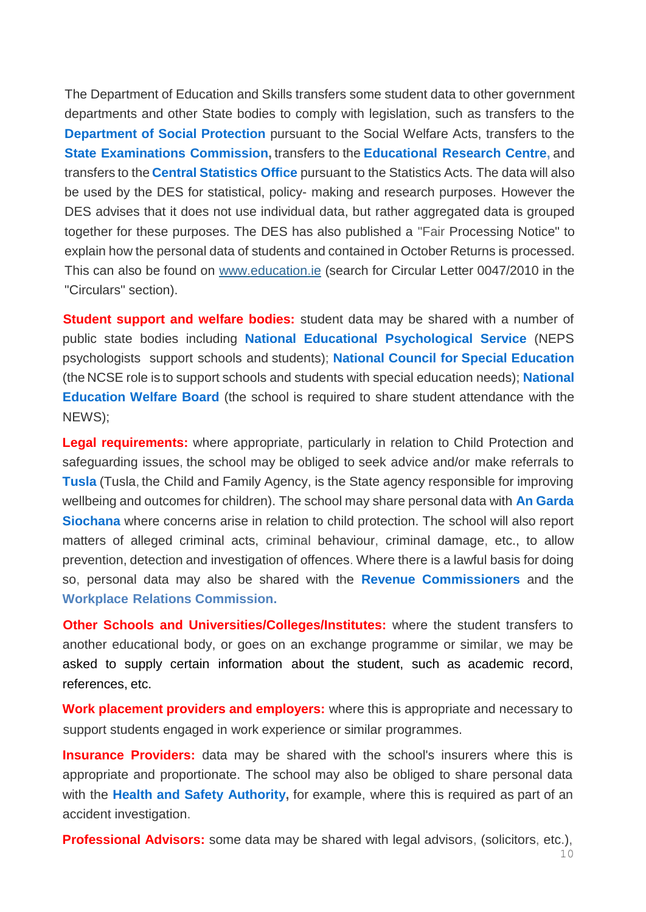The Department of Education and Skills transfers some student data to other government departments and other State bodies to comply with legislation, such as transfers to the **Department of Social Protection** pursuant to the Social Welfare Acts, transfers to the **State Examinations Commission,** transfers to the **Educational Research Centre,** and transfers to the **Central Statistics Office** pursuant to the Statistics Acts. The data will also be used by the DES for statistical, policy- making and research purposes. However the DES advises that it does not use individual data, but rather aggregated data is grouped together for these purposes. The DES has also published a "Fair Processing Notice" to explain how the personal data of students and contained in October Returns is processed. This can also be found on www.education.ie (search for Circular Letter 0047/2010 in the "Circulars" section).

**Student support and welfare bodies:** student data may be shared with a number of public state bodies including **National Educational Psychological Service** (NEPS psychologists support schools and students); **National Council for Special Education** (the NCSE role is to support schools and students with special education needs); **National Education Welfare Board** (the school is required to share student attendance with the NEWS);

**Legal requirements:** where appropriate, particularly in relation to Child Protection and safeguarding issues, the school may be obliged to seek advice and/or make referrals to **Tusla** (Tusla, the Child and Family Agency, is the State agency responsible for improving wellbeing and outcomes for children). The school may share personal data with **An Garda Siochana** where concerns arise in relation to child protection. The school will also report matters of alleged criminal acts, criminal behaviour, criminal damage, etc., to allow prevention, detection and investigation of offences. Where there is a lawful basis for doing so, personal data may also be shared with the **Revenue Commissioners** and the **Workplace Relations Commission.**

**Other Schools and Universities/Colleges/Institutes:** where the student transfers to another educational body, or goes on an exchange programme or similar, we may be asked to supply certain information about the student, such as academic record, references, etc.

**Work placement providers and employers:** where this is appropriate and necessary to support students engaged in work experience or similar programmes.

**Insurance Providers:** data may be shared with the school's insurers where this is appropriate and proportionate. The school may also be obliged to share personal data with the **Health and Safety Authority,** for example, where this is required as part of an accident investigation.

**Professional Advisors:** some data may be shared with legal advisors, (solicitors, etc.),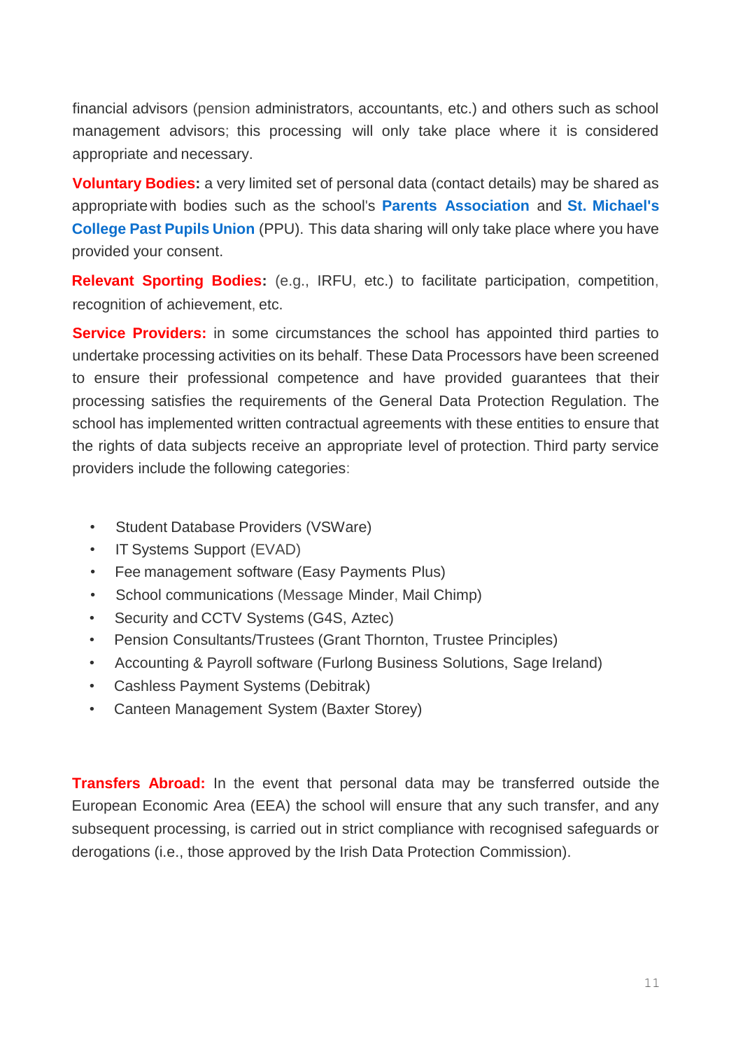financial advisors (pension administrators, accountants, etc.) and others such as school management advisors; this processing will only take place where it is considered appropriate and necessary.

**Voluntary Bodies:** a very limited set of personal data (contact details) may be shared as appropriate with bodies such as the school's **Parents Association** and **St. Michael's College Past Pupils Union** (PPU). This data sharing will only take place where you have provided your consent.

**Relevant Sporting Bodies:** (e.g., IRFU, etc.) to facilitate participation, competition, recognition of achievement, etc.

**Service Providers:** in some circumstances the school has appointed third parties to undertake processing activities on its behalf. These Data Processors have been screened to ensure their professional competence and have provided guarantees that their processing satisfies the requirements of the General Data Protection Regulation. The school has implemented written contractual agreements with these entities to ensure that the rights of data subjects receive an appropriate level of protection. Third party service providers include the following categories:

- Student Database Providers (VSWare)
- IT Systems Support (EVAD)
- Fee management software (Easy Payments Plus)
- School communications (Message Minder, Mail Chimp)
- Security and CCTV Systems (G4S, Aztec)
- Pension Consultants/Trustees (Grant Thornton, Trustee Principles)
- Accounting & Payroll software (Furlong Business Solutions, Sage Ireland)
- Cashless Payment Systems (Debitrak)
- Canteen Management System (Baxter Storey)

**Transfers Abroad:** In the event that personal data may be transferred outside the European Economic Area (EEA) the school will ensure that any such transfer, and any subsequent processing, is carried out in strict compliance with recognised safeguards or derogations (i.e., those approved by the Irish Data Protection Commission).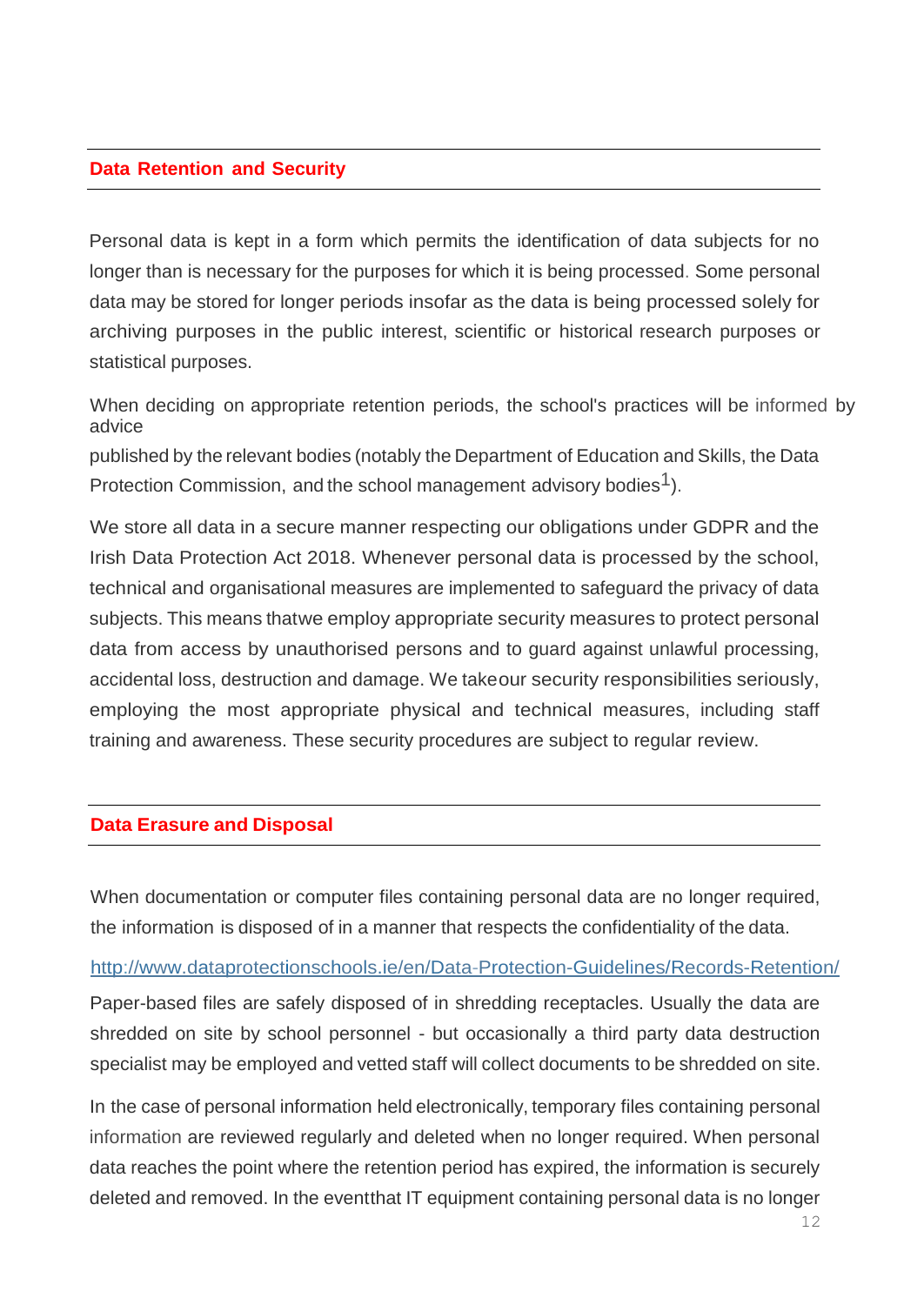## Data Retention and Security

Personal data is kept in a form which permits the identification of data subjects for no longer than is necessary for the purposes for which it is being processed. Some personal data may be stored for longer periods insofar as the data is being processed solely for archiving purposes in the public interest, scientific or historical research purposes or statistical purposes.

When deciding on appropriate retention periods, the school's practices will be informed by advice published by the relevant bodies (notably the Department of Education and Skills, the Data Protection Commission, and the school management advisory bodies[1]).

We store all data in a secure manner respecting our obligations under GDPR and the Irish Data Protection Act 2018. Whenever personal data is processed by the school, technical and organisational measures are implemented to safeguard the privacy of data subjects. This means thatwe employ appropriate security measures to protect personal data from access by unauthorised persons and to guard against unlawful processing, accidental loss, destruction and damage. We takeour security responsibilities seriously, employing the most appropriate physical and technical measures, including staff training and awareness. These security procedures are subject to regular review.

## Data Erasure and Disposal

When documentation or computer files containing personal data are no longer required, the information is disposed of in a manner that respects the confidentiality of the data.

http://www.dataprotectionschools.ie/en/Data-Protection-Guidelines/Records-Retention/

Paper-based files are safely disposed of in shredding receptacles. Usually the data are shredded on site by school personnel - but occasionally a third party data destruction specialist may be employed and vetted staff will collect documents to be shredded on site.

In the case of personal information held electronically, temporary files containing personal information are reviewed regularly and deleted when no longer required. When personal data reaches the point where the retention period has expired, the information is securely deleted and removed. In the eventthat IT equipment containing personal data is no longer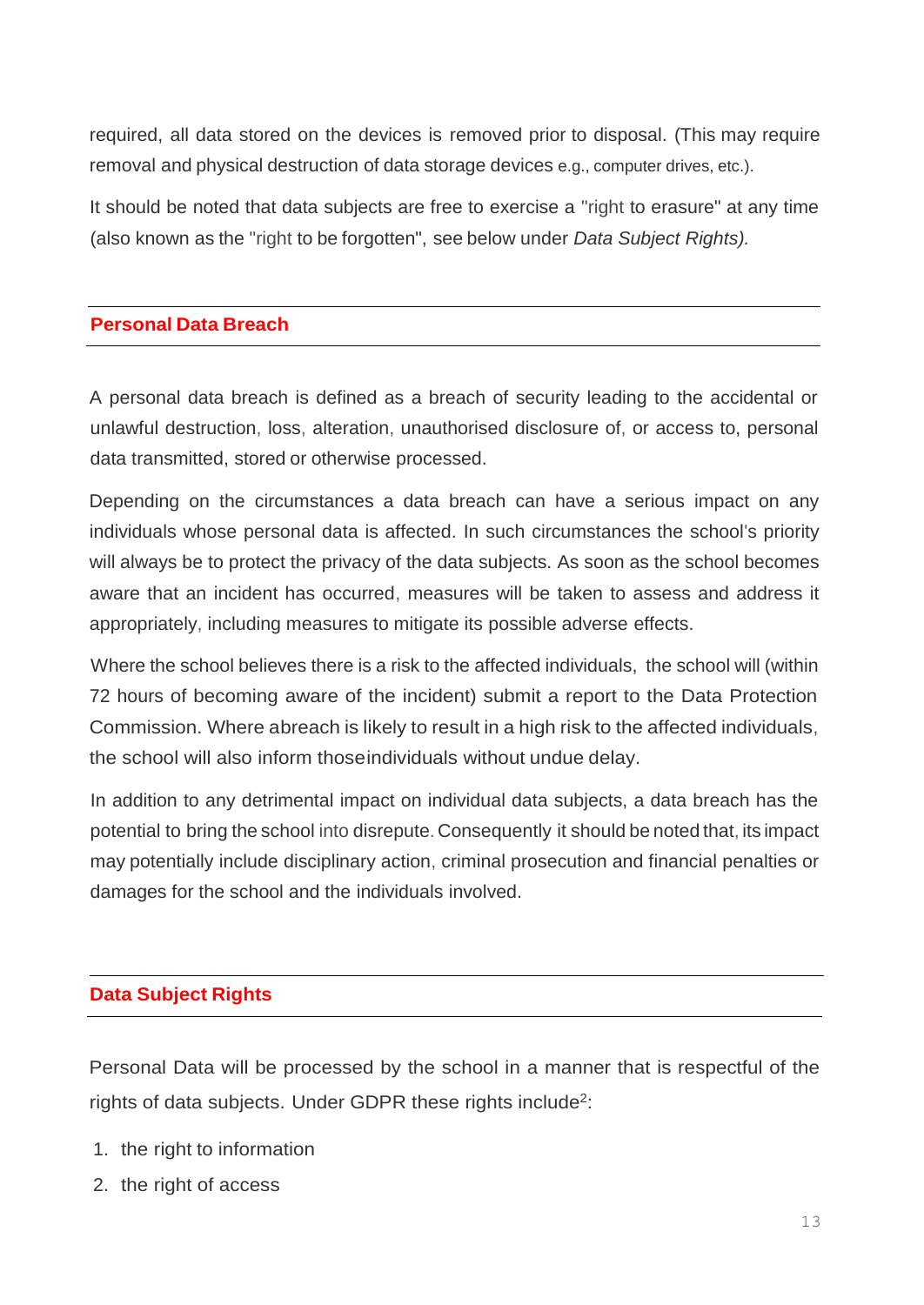required, all data stored on the devices is removed prior to disposal. (This may require removal and physical destruction of data storage devices e.g., computer drives, etc.).

It should be noted that data subjects are free to exercise a "right to erasure" at any time (also known as the "right to be forgotten", see below under *Data Subject Rights).*

## Personal Data Breach

A personal data breach is defined as a breach of security leading to the accidental or unlawful destruction, loss, alteration, unauthorised disclosure of, or access to, personal data transmitted, stored or otherwise processed.

Depending on the circumstances a data breach can have a serious impact on any individuals whose personal data is affected. In such circumstances the school's priority will always be to protect the privacy of the data subjects. As soon as the school becomes aware that an incident has occurred, measures will be taken to assess and address it appropriately, including measures to mitigate its possible adverse effects.

Where the school believes there is a risk to the affected individuals, the school will (within 72 hours of becoming aware of the incident) submit a report to the Data Protection Commission. Where abreach is likely to result in a high risk to the affected individuals, the school will also inform thoseindividuals without undue delay.

In addition to any detrimental impact on individual data subjects, a data breach has the potential to bring the school into disrepute. Consequently it should be noted that, its impact may potentially include disciplinary action, criminal prosecution and financial penalties or damages for the school and the individuals involved.

## Data Subject Rights

Personal Data will be processed by the school in a manner that is respectful of the rights of data subjects. Under GDPR these rights include[2]:

1. the right to information
2. the right of access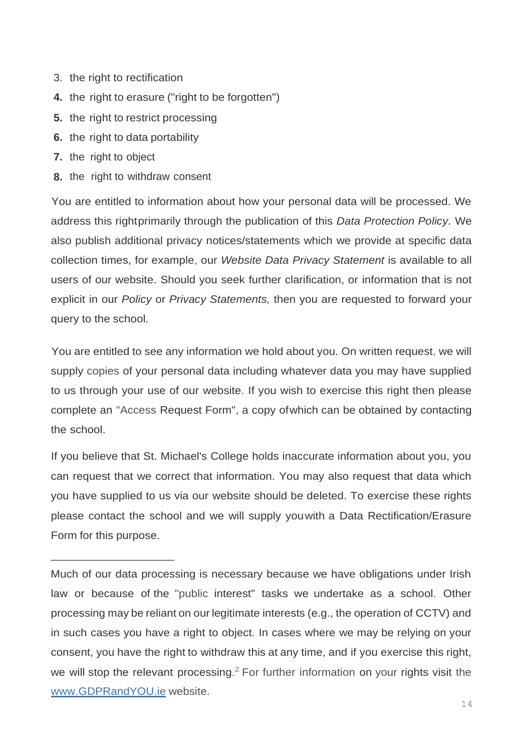3. the right to rectification
4. the right to erasure ("right to be forgotten")
5. the right to restrict processing
6. the right to data portability
7. the right to object
8. the right to withdraw consent

You are entitled to information about how your personal data will be processed. We address this right primarily through the publication of this *Data Protection Policy.* We also publish additional privacy notices/statements which we provide at specific data collection times, for example, our *Website Data Privacy Statement* is available to all users of our website. Should you seek further clarification, or information that is not explicit in our *Policy* or *Privacy Statements,* then you are requested to forward your query to the school.

You are entitled to see any information we hold about you. On written request, we will supply copies of your personal data including whatever data you may have supplied to us through your use of our website. If you wish to exercise this right then please complete an "Access Request Form", a copy of which can be obtained by contacting the school.

If you believe that St. Michael's College holds inaccurate information about you, you can request that we correct that information. You may also request that data which you have supplied to us via our website should be deleted. To exercise these rights please contact the school and we will supply you with a Data Rectification/Erasure Form for this purpose.

---

Much of our data processing is necessary because we have obligations under Irish law or because of the "public interest" tasks we undertake as a school. Other processing may be reliant on our legitimate interests (e.g., the operation of CCTV) and in such cases you have a right to object. In cases where we may be relying on your consent, you have the right to withdraw this at any time, and if you exercise this right, we will stop the relevant processing.[2] For further information on your rights visit the [www.GDPRandYOU.ie](http://www.GDPRandYOU.ie) website.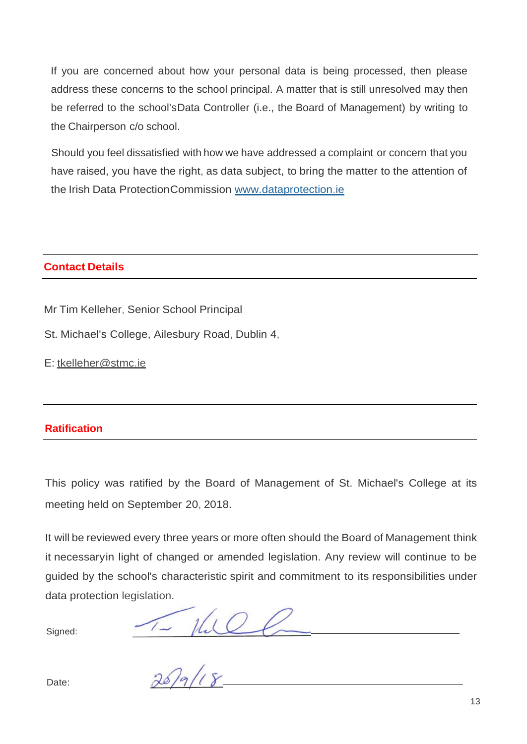If you are concerned about how your personal data is being processed, then please address these concerns to the school principal. A matter that is still unresolved may then be referred to the school's Data Controller (i.e., the Board of Management) by writing to the Chairperson c/o school.

Should you feel dissatisfied with how we have addressed a complaint or concern that you have raised, you have the right, as data subject, to bring the matter to the attention of the Irish Data Protection Commission www.dataprotection.ie

## Contact Details

Mr Tim Kelleher, Senior School Principal

St. Michael's College, Ailesbury Road, Dublin 4,

E: tkelleher@stmc.ie

## Ratification

This policy was ratified by the Board of Management of St. Michael's College at its meeting held on September 20, 2018.

It will be reviewed every three years or more often should the Board of Management think it necessary in light of changed or amended legislation. Any review will continue to be guided by the school's characteristic spirit and commitment to its responsibilities under data protection legislation.

Signed: ______________________________

Date: 20/9/18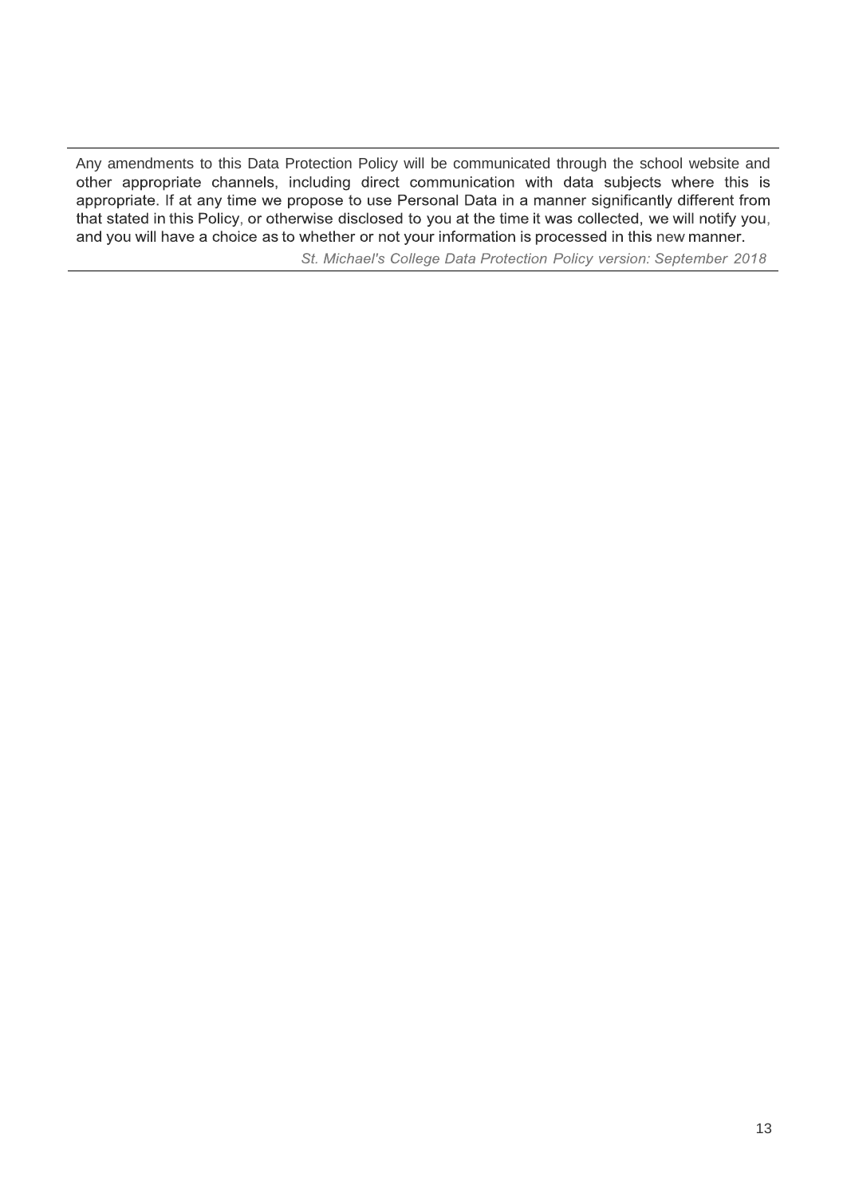Any amendments to this Data Protection Policy will be communicated through the school website and other appropriate channels, including direct communication with data subjects where this is appropriate. If at any time we propose to use Personal Data in a manner significantly different from that stated in this Policy, or otherwise disclosed to you at the time it was collected, we will notify you, and you will have a choice as to whether or not your information is processed in this new manner.

*St. Michael's College Data Protection Policy version: September 2018*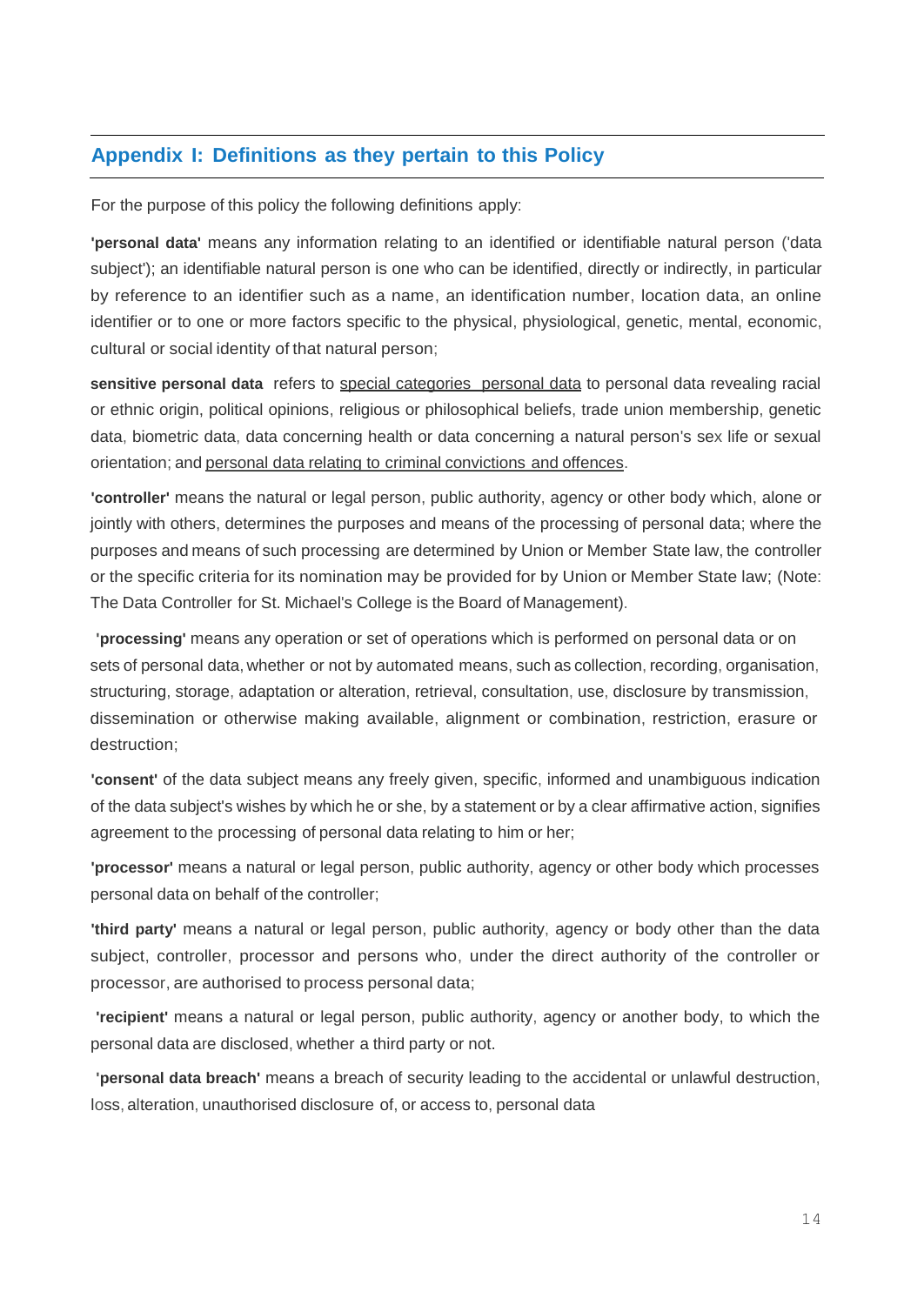## Appendix I: Definitions as they pertain to this Policy

For the purpose of this policy the following definitions apply:

**'personal data'** means any information relating to an identified or identifiable natural person ('data subject'); an identifiable natural person is one who can be identified, directly or indirectly, in particular by reference to an identifier such as a name, an identification number, location data, an online identifier or to one or more factors specific to the physical, physiological, genetic, mental, economic, cultural or social identity of that natural person;

**sensitive personal data** refers to special categories personal data to personal data revealing racial or ethnic origin, political opinions, religious or philosophical beliefs, trade union membership, genetic data, biometric data, data concerning health or data concerning a natural person's sex life or sexual orientation; and personal data relating to criminal convictions and offences.

**'controller'** means the natural or legal person, public authority, agency or other body which, alone or jointly with others, determines the purposes and means of the processing of personal data; where the purposes and means of such processing are determined by Union or Member State law, the controller or the specific criteria for its nomination may be provided for by Union or Member State law; (Note: The Data Controller for St. Michael's College is the Board of Management).

**'processing'** means any operation or set of operations which is performed on personal data or on sets of personal data, whether or not by automated means, such as collection, recording, organisation, structuring, storage, adaptation or alteration, retrieval, consultation, use, disclosure by transmission, dissemination or otherwise making available, alignment or combination, restriction, erasure or destruction;

**'consent'** of the data subject means any freely given, specific, informed and unambiguous indication of the data subject's wishes by which he or she, by a statement or by a clear affirmative action, signifies agreement to the processing of personal data relating to him or her;

**'processor'** means a natural or legal person, public authority, agency or other body which processes personal data on behalf of the controller;

**'third party'** means a natural or legal person, public authority, agency or body other than the data subject, controller, processor and persons who, under the direct authority of the controller or processor, are authorised to process personal data;

**'recipient'** means a natural or legal person, public authority, agency or another body, to which the personal data are disclosed, whether a third party or not.

**'personal data breach'** means a breach of security leading to the accidental or unlawful destruction, loss, alteration, unauthorised disclosure of, or access to, personal data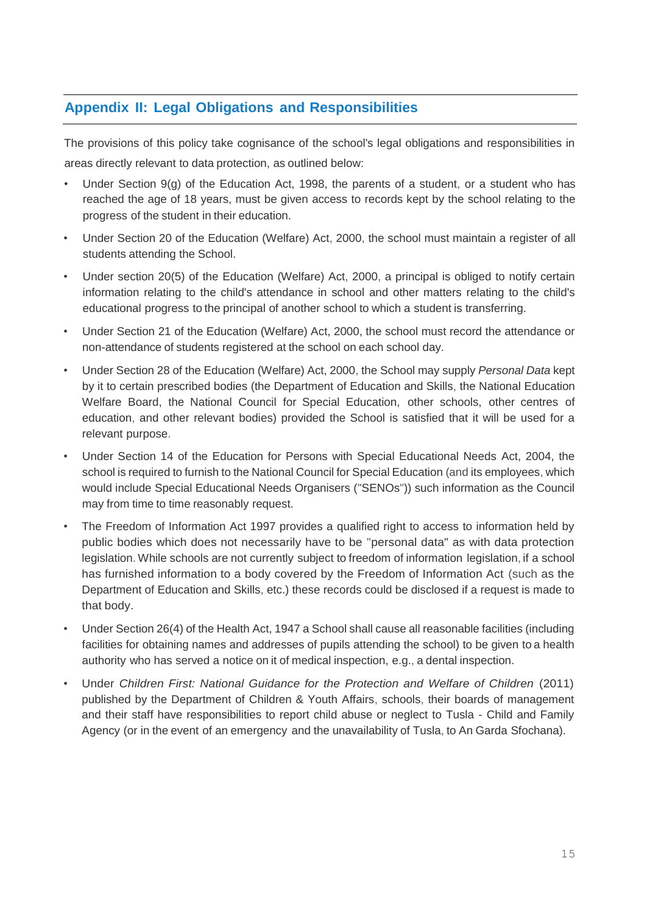## Appendix II: Legal Obligations and Responsibilities

The provisions of this policy take cognisance of the school's legal obligations and responsibilities in areas directly relevant to data protection, as outlined below:

- Under Section 9(g) of the Education Act, 1998, the parents of a student, or a student who has reached the age of 18 years, must be given access to records kept by the school relating to the progress of the student in their education.
- Under Section 20 of the Education (Welfare) Act, 2000, the school must maintain a register of all students attending the School.
- Under section 20(5) of the Education (Welfare) Act, 2000, a principal is obliged to notify certain information relating to the child's attendance in school and other matters relating to the child's educational progress to the principal of another school to which a student is transferring.
- Under Section 21 of the Education (Welfare) Act, 2000, the school must record the attendance or non-attendance of students registered at the school on each school day.
- Under Section 28 of the Education (Welfare) Act, 2000, the School may supply *Personal Data* kept by it to certain prescribed bodies (the Department of Education and Skills, the National Education Welfare Board, the National Council for Special Education, other schools, other centres of education, and other relevant bodies) provided the School is satisfied that it will be used for a relevant purpose.
- Under Section 14 of the Education for Persons with Special Educational Needs Act, 2004, the school is required to furnish to the National Council for Special Education (and its employees, which would include Special Educational Needs Organisers ("SENOs")) such information as the Council may from time to time reasonably request.
- The Freedom of Information Act 1997 provides a qualified right to access to information held by public bodies which does not necessarily have to be "personal data" as with data protection legislation. While schools are not currently subject to freedom of information legislation, if a school has furnished information to a body covered by the Freedom of Information Act (such as the Department of Education and Skills, etc.) these records could be disclosed if a request is made to that body.
- Under Section 26(4) of the Health Act, 1947 a School shall cause all reasonable facilities (including facilities for obtaining names and addresses of pupils attending the school) to be given to a health authority who has served a notice on it of medical inspection, e.g., a dental inspection.
- Under *Children First: National Guidance for the Protection and Welfare of Children* (2011) published by the Department of Children & Youth Affairs, schools, their boards of management and their staff have responsibilities to report child abuse or neglect to Tusla - Child and Family Agency (or in the event of an emergency and the unavailability of Tusla, to An Garda Sfochana).